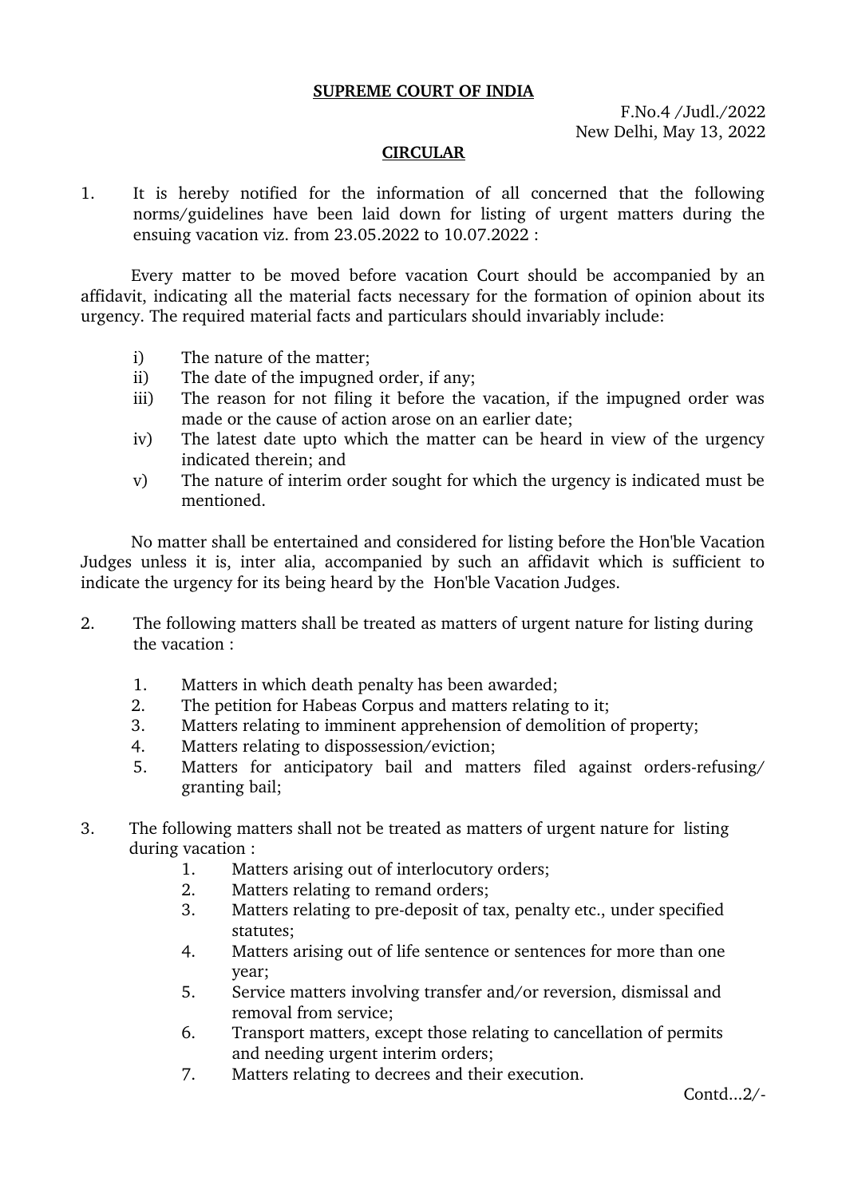**SUPREME COURT OF INDIA**

F.No.4 /Judl./2022
New Delhi, May 13, 2022

**CIRCULAR**

1. It is hereby notified for the information of all concerned that the following norms/guidelines have been laid down for listing of urgent matters during the ensuing vacation viz. from 23.05.2022 to 10.07.2022 :

Every matter to be moved before vacation Court should be accompanied by an affidavit, indicating all the material facts necessary for the formation of opinion about its urgency. The required material facts and particulars should invariably include:

i) The nature of the matter;
ii) The date of the impugned order, if any;
iii) The reason for not filing it before the vacation, if the impugned order was made or the cause of action arose on an earlier date;
iv) The latest date upto which the matter can be heard in view of the urgency indicated therein; and
v) The nature of interim order sought for which the urgency is indicated must be mentioned.

No matter shall be entertained and considered for listing before the Hon'ble Vacation Judges unless it is, inter alia, accompanied by such an affidavit which is sufficient to indicate the urgency for its being heard by the Hon'ble Vacation Judges.

2. The following matters shall be treated as matters of urgent nature for listing during the vacation :

   1. Matters in which death penalty has been awarded;
   2. The petition for Habeas Corpus and matters relating to it;
   3. Matters relating to imminent apprehension of demolition of property;
   4. Matters relating to dispossession/eviction;
   5. Matters for anticipatory bail and matters filed against orders-refusing/ granting bail;

3. The following matters shall not be treated as matters of urgent nature for listing during vacation :

   1. Matters arising out of interlocutory orders;
   2. Matters relating to remand orders;
   3. Matters relating to pre-deposit of tax, penalty etc., under specified statutes;
   4. Matters arising out of life sentence or sentences for more than one year;
   5. Service matters involving transfer and/or reversion, dismissal and removal from service;
   6. Transport matters, except those relating to cancellation of permits and needing urgent interim orders;
   7. Matters relating to decrees and their execution.

Contd...2/-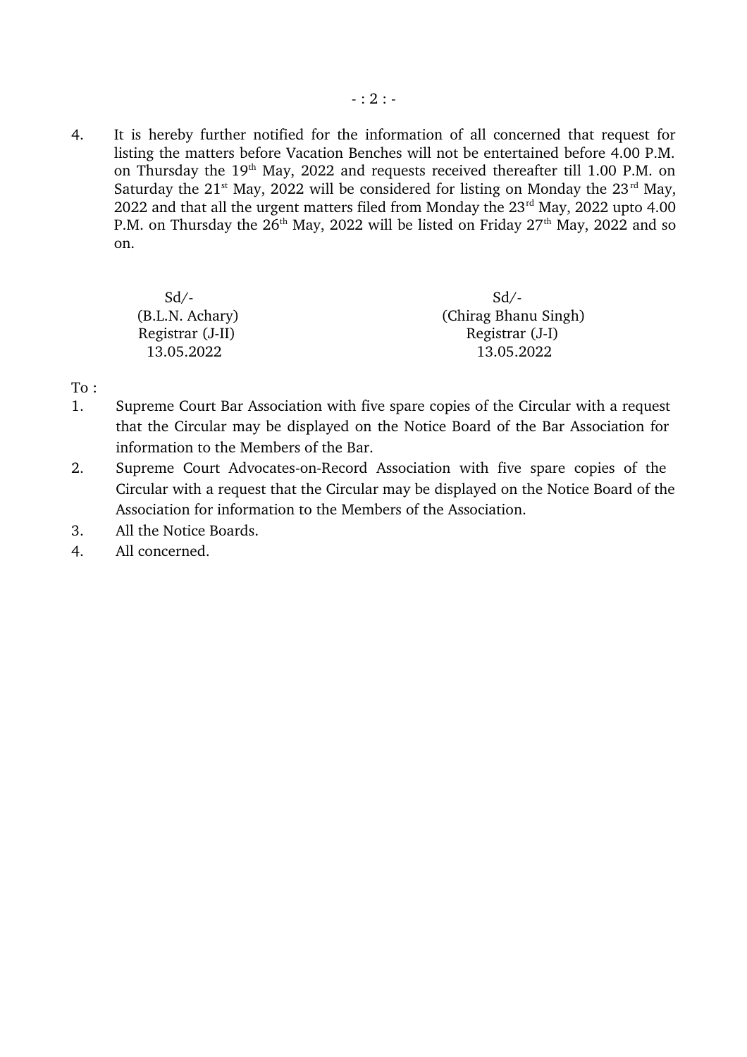4. It is hereby further notified for the information of all concerned that request for listing the matters before Vacation Benches will not be entertained before 4.00 P.M. on Thursday the 19th May, 2022 and requests received thereafter till 1.00 P.M. on Saturday the 21st May, 2022 will be considered for listing on Monday the 23rd May, 2022 and that all the urgent matters filed from Monday the 23rd May, 2022 upto 4.00 P.M. on Thursday the 26th May, 2022 will be listed on Friday 27th May, 2022 and so on.

Sd/-
(B.L.N. Achary)
Registrar (J-II)
13.05.2022

Sd/-
(Chirag Bhanu Singh)
Registrar (J-I)
13.05.2022

To :

1. Supreme Court Bar Association with five spare copies of the Circular with a request that the Circular may be displayed on the Notice Board of the Bar Association for information to the Members of the Bar.
2. Supreme Court Advocates-on-Record Association with five spare copies of the Circular with a request that the Circular may be displayed on the Notice Board of the Association for information to the Members of the Association.
3. All the Notice Boards.
4. All concerned.